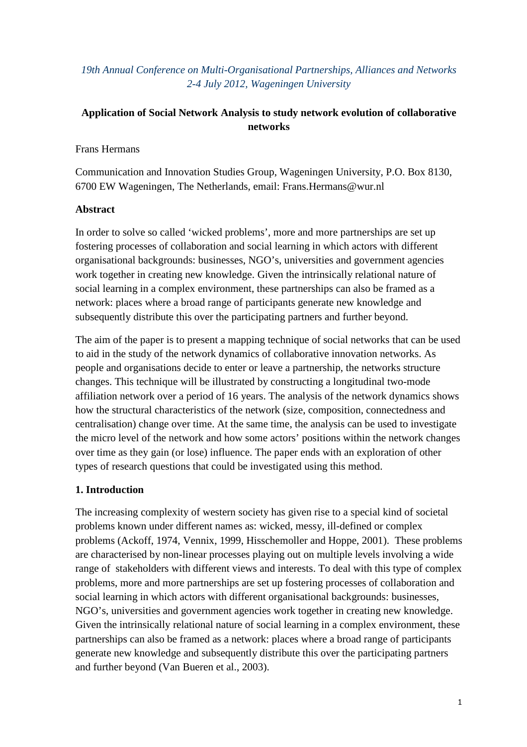*19th Annual Conference on Multi-Organisational Partnerships, Alliances and Networks*
*2-4 July 2012, Wageningen University*

# Application of Social Network Analysis to study network evolution of collaborative networks

Frans Hermans

Communication and Innovation Studies Group, Wageningen University, P.O. Box 8130, 6700 EW Wageningen, The Netherlands, email: Frans.Hermans@wur.nl

## Abstract

In order to solve so called 'wicked problems', more and more partnerships are set up fostering processes of collaboration and social learning in which actors with different organisational backgrounds: businesses, NGO's, universities and government agencies work together in creating new knowledge. Given the intrinsically relational nature of social learning in a complex environment, these partnerships can also be framed as a network: places where a broad range of participants generate new knowledge and subsequently distribute this over the participating partners and further beyond.

The aim of the paper is to present a mapping technique of social networks that can be used to aid in the study of the network dynamics of collaborative innovation networks. As people and organisations decide to enter or leave a partnership, the networks structure changes. This technique will be illustrated by constructing a longitudinal two-mode affiliation network over a period of 16 years. The analysis of the network dynamics shows how the structural characteristics of the network (size, composition, connectedness and centralisation) change over time. At the same time, the analysis can be used to investigate the micro level of the network and how some actors' positions within the network changes over time as they gain (or lose) influence. The paper ends with an exploration of other types of research questions that could be investigated using this method.

## 1. Introduction

The increasing complexity of western society has given rise to a special kind of societal problems known under different names as: wicked, messy, ill-defined or complex problems (Ackoff, 1974, Vennix, 1999, Hisschemoller and Hoppe, 2001). These problems are characterised by non-linear processes playing out on multiple levels involving a wide range of stakeholders with different views and interests. To deal with this type of complex problems, more and more partnerships are set up fostering processes of collaboration and social learning in which actors with different organisational backgrounds: businesses, NGO's, universities and government agencies work together in creating new knowledge. Given the intrinsically relational nature of social learning in a complex environment, these partnerships can also be framed as a network: places where a broad range of participants generate new knowledge and subsequently distribute this over the participating partners and further beyond (Van Bueren et al., 2003).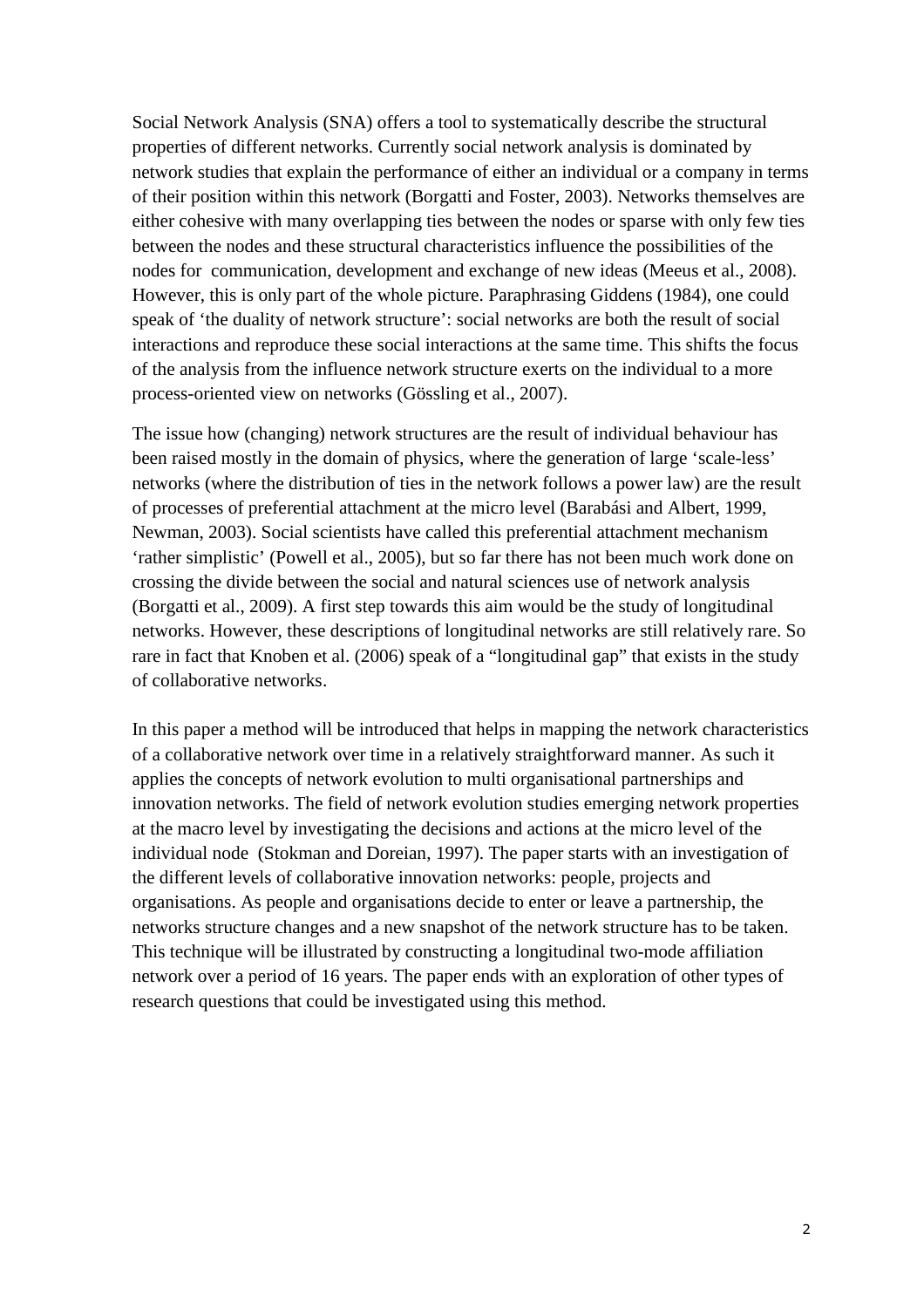Social Network Analysis (SNA) offers a tool to systematically describe the structural properties of different networks. Currently social network analysis is dominated by network studies that explain the performance of either an individual or a company in terms of their position within this network (Borgatti and Foster, 2003). Networks themselves are either cohesive with many overlapping ties between the nodes or sparse with only few ties between the nodes and these structural characteristics influence the possibilities of the nodes for communication, development and exchange of new ideas (Meeus et al., 2008). However, this is only part of the whole picture. Paraphrasing Giddens (1984), one could speak of 'the duality of network structure': social networks are both the result of social interactions and reproduce these social interactions at the same time. This shifts the focus of the analysis from the influence network structure exerts on the individual to a more process-oriented view on networks (Gössling et al., 2007).

The issue how (changing) network structures are the result of individual behaviour has been raised mostly in the domain of physics, where the generation of large 'scale-less' networks (where the distribution of ties in the network follows a power law) are the result of processes of preferential attachment at the micro level (Barabási and Albert, 1999, Newman, 2003). Social scientists have called this preferential attachment mechanism 'rather simplistic' (Powell et al., 2005), but so far there has not been much work done on crossing the divide between the social and natural sciences use of network analysis (Borgatti et al., 2009). A first step towards this aim would be the study of longitudinal networks. However, these descriptions of longitudinal networks are still relatively rare. So rare in fact that Knoben et al. (2006) speak of a "longitudinal gap" that exists in the study of collaborative networks.

In this paper a method will be introduced that helps in mapping the network characteristics of a collaborative network over time in a relatively straightforward manner. As such it applies the concepts of network evolution to multi organisational partnerships and innovation networks. The field of network evolution studies emerging network properties at the macro level by investigating the decisions and actions at the micro level of the individual node (Stokman and Doreian, 1997). The paper starts with an investigation of the different levels of collaborative innovation networks: people, projects and organisations. As people and organisations decide to enter or leave a partnership, the networks structure changes and a new snapshot of the network structure has to be taken. This technique will be illustrated by constructing a longitudinal two-mode affiliation network over a period of 16 years. The paper ends with an exploration of other types of research questions that could be investigated using this method.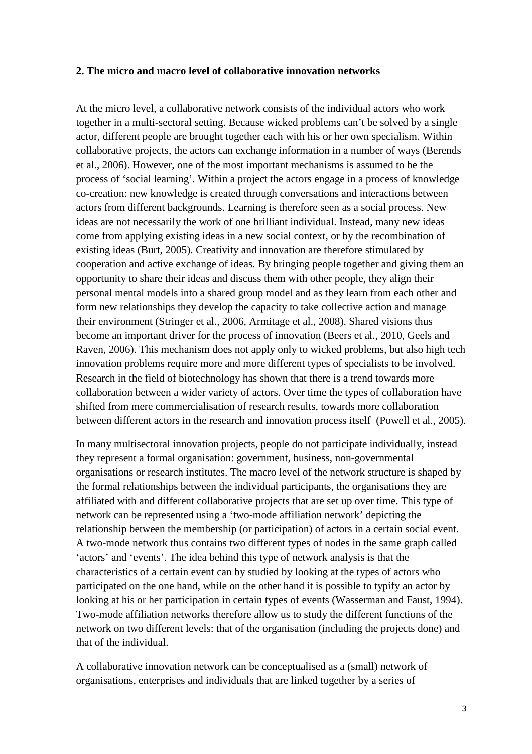## 2. The micro and macro level of collaborative innovation networks

At the micro level, a collaborative network consists of the individual actors who work together in a multi-sectoral setting. Because wicked problems can't be solved by a single actor, different people are brought together each with his or her own specialism. Within collaborative projects, the actors can exchange information in a number of ways (Berends et al., 2006). However, one of the most important mechanisms is assumed to be the process of 'social learning'. Within a project the actors engage in a process of knowledge co-creation: new knowledge is created through conversations and interactions between actors from different backgrounds. Learning is therefore seen as a social process. New ideas are not necessarily the work of one brilliant individual. Instead, many new ideas come from applying existing ideas in a new social context, or by the recombination of existing ideas (Burt, 2005). Creativity and innovation are therefore stimulated by cooperation and active exchange of ideas. By bringing people together and giving them an opportunity to share their ideas and discuss them with other people, they align their personal mental models into a shared group model and as they learn from each other and form new relationships they develop the capacity to take collective action and manage their environment (Stringer et al., 2006, Armitage et al., 2008). Shared visions thus become an important driver for the process of innovation (Beers et al., 2010, Geels and Raven, 2006). This mechanism does not apply only to wicked problems, but also high tech innovation problems require more and more different types of specialists to be involved. Research in the field of biotechnology has shown that there is a trend towards more collaboration between a wider variety of actors. Over time the types of collaboration have shifted from mere commercialisation of research results, towards more collaboration between different actors in the research and innovation process itself (Powell et al., 2005).

In many multisectoral innovation projects, people do not participate individually, instead they represent a formal organisation: government, business, non-governmental organisations or research institutes. The macro level of the network structure is shaped by the formal relationships between the individual participants, the organisations they are affiliated with and different collaborative projects that are set up over time. This type of network can be represented using a 'two-mode affiliation network' depicting the relationship between the membership (or participation) of actors in a certain social event. A two-mode network thus contains two different types of nodes in the same graph called 'actors' and 'events'. The idea behind this type of network analysis is that the characteristics of a certain event can by studied by looking at the types of actors who participated on the one hand, while on the other hand it is possible to typify an actor by looking at his or her participation in certain types of events (Wasserman and Faust, 1994). Two-mode affiliation networks therefore allow us to study the different functions of the network on two different levels: that of the organisation (including the projects done) and that of the individual.

A collaborative innovation network can be conceptualised as a (small) network of organisations, enterprises and individuals that are linked together by a series of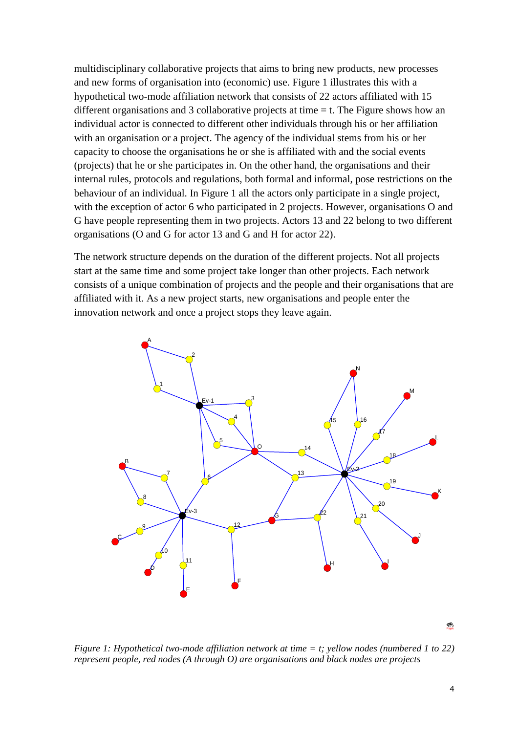multidisciplinary collaborative projects that aims to bring new products, new processes and new forms of organisation into (economic) use. Figure 1 illustrates this with a hypothetical two-mode affiliation network that consists of 22 actors affiliated with 15 different organisations and 3 collaborative projects at time = t. The Figure shows how an individual actor is connected to different other individuals through his or her affiliation with an organisation or a project. The agency of the individual stems from his or her capacity to choose the organisations he or she is affiliated with and the social events (projects) that he or she participates in. On the other hand, the organisations and their internal rules, protocols and regulations, both formal and informal, pose restrictions on the behaviour of an individual. In Figure 1 all the actors only participate in a single project, with the exception of actor 6 who participated in 2 projects. However, organisations O and G have people representing them in two projects. Actors 13 and 22 belong to two different organisations (O and G for actor 13 and G and H for actor 22).

The network structure depends on the duration of the different projects. Not all projects start at the same time and some project take longer than other projects. Each network consists of a unique combination of projects and the people and their organisations that are affiliated with it. As a new project starts, new organisations and people enter the innovation network and once a project stops they leave again.

*Figure 1: Hypothetical two-mode affiliation network at time = t; yellow nodes (numbered 1 to 22) represent people, red nodes (A through O) are organisations and black nodes are projects*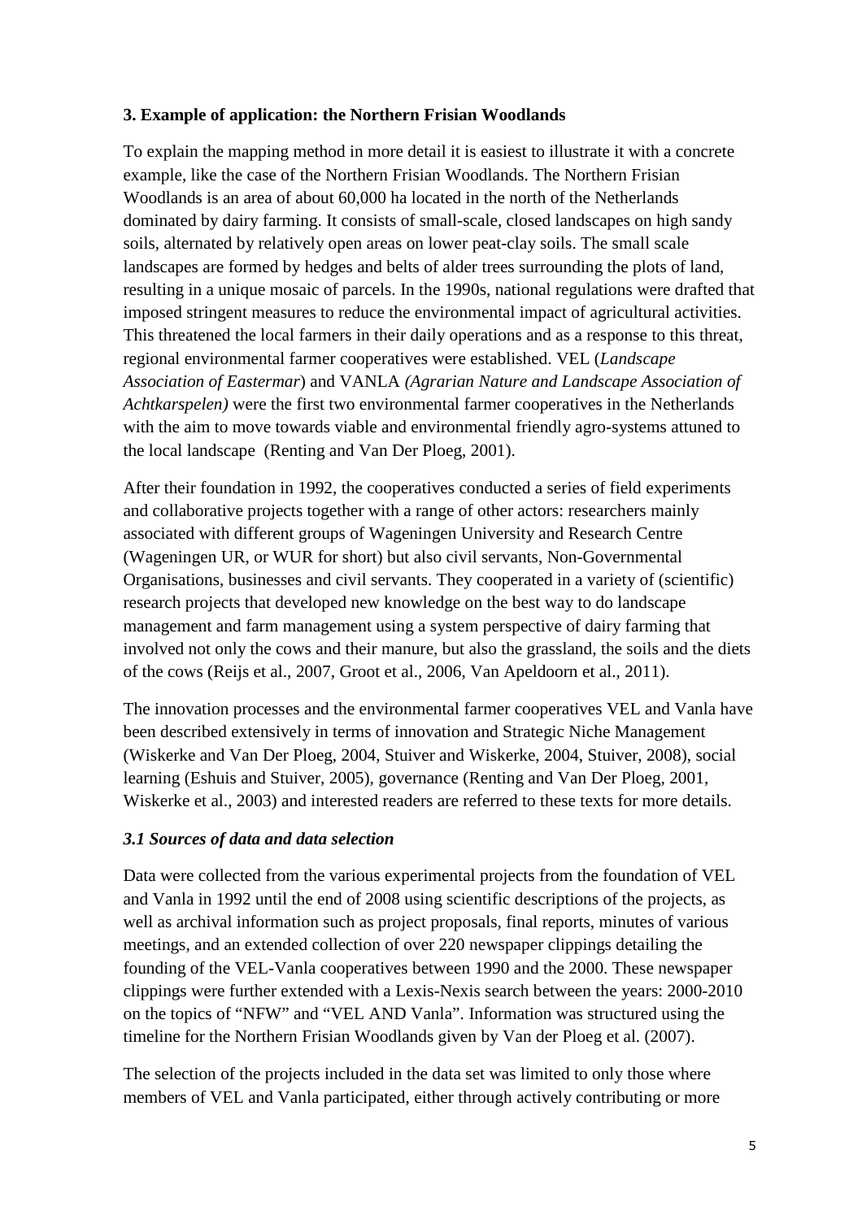## 3. Example of application: the Northern Frisian Woodlands

To explain the mapping method in more detail it is easiest to illustrate it with a concrete example, like the case of the Northern Frisian Woodlands. The Northern Frisian Woodlands is an area of about 60,000 ha located in the north of the Netherlands dominated by dairy farming. It consists of small-scale, closed landscapes on high sandy soils, alternated by relatively open areas on lower peat-clay soils. The small scale landscapes are formed by hedges and belts of alder trees surrounding the plots of land, resulting in a unique mosaic of parcels. In the 1990s, national regulations were drafted that imposed stringent measures to reduce the environmental impact of agricultural activities. This threatened the local farmers in their daily operations and as a response to this threat, regional environmental farmer cooperatives were established. VEL (*Landscape Association of Eastermar*) and VANLA *(Agrarian Nature and Landscape Association of Achtkarspelen)* were the first two environmental farmer cooperatives in the Netherlands with the aim to move towards viable and environmental friendly agro-systems attuned to the local landscape (Renting and Van Der Ploeg, 2001).

After their foundation in 1992, the cooperatives conducted a series of field experiments and collaborative projects together with a range of other actors: researchers mainly associated with different groups of Wageningen University and Research Centre (Wageningen UR, or WUR for short) but also civil servants, Non-Governmental Organisations, businesses and civil servants. They cooperated in a variety of (scientific) research projects that developed new knowledge on the best way to do landscape management and farm management using a system perspective of dairy farming that involved not only the cows and their manure, but also the grassland, the soils and the diets of the cows (Reijs et al., 2007, Groot et al., 2006, Van Apeldoorn et al., 2011).

The innovation processes and the environmental farmer cooperatives VEL and Vanla have been described extensively in terms of innovation and Strategic Niche Management (Wiskerke and Van Der Ploeg, 2004, Stuiver and Wiskerke, 2004, Stuiver, 2008), social learning (Eshuis and Stuiver, 2005), governance (Renting and Van Der Ploeg, 2001, Wiskerke et al., 2003) and interested readers are referred to these texts for more details.

### *3.1 Sources of data and data selection*

Data were collected from the various experimental projects from the foundation of VEL and Vanla in 1992 until the end of 2008 using scientific descriptions of the projects, as well as archival information such as project proposals, final reports, minutes of various meetings, and an extended collection of over 220 newspaper clippings detailing the founding of the VEL-Vanla cooperatives between 1990 and the 2000. These newspaper clippings were further extended with a Lexis-Nexis search between the years: 2000-2010 on the topics of "NFW" and "VEL AND Vanla". Information was structured using the timeline for the Northern Frisian Woodlands given by Van der Ploeg et al. (2007).

The selection of the projects included in the data set was limited to only those where members of VEL and Vanla participated, either through actively contributing or more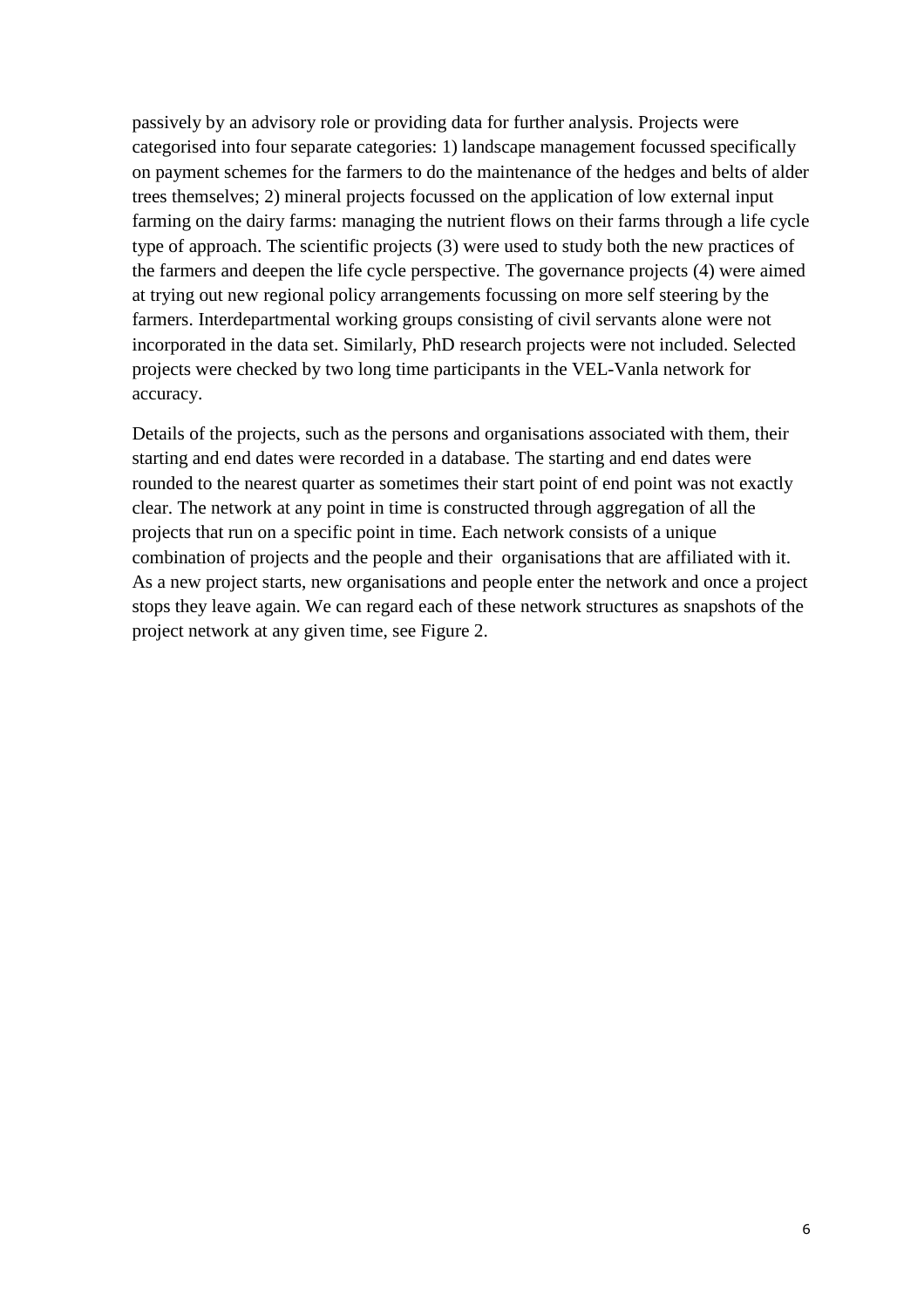passively by an advisory role or providing data for further analysis. Projects were categorised into four separate categories: 1) landscape management focussed specifically on payment schemes for the farmers to do the maintenance of the hedges and belts of alder trees themselves; 2) mineral projects focussed on the application of low external input farming on the dairy farms: managing the nutrient flows on their farms through a life cycle type of approach. The scientific projects (3) were used to study both the new practices of the farmers and deepen the life cycle perspective. The governance projects (4) were aimed at trying out new regional policy arrangements focussing on more self steering by the farmers. Interdepartmental working groups consisting of civil servants alone were not incorporated in the data set. Similarly, PhD research projects were not included. Selected projects were checked by two long time participants in the VEL-Vanla network for accuracy.

Details of the projects, such as the persons and organisations associated with them, their starting and end dates were recorded in a database. The starting and end dates were rounded to the nearest quarter as sometimes their start point of end point was not exactly clear. The network at any point in time is constructed through aggregation of all the projects that run on a specific point in time. Each network consists of a unique combination of projects and the people and their organisations that are affiliated with it. As a new project starts, new organisations and people enter the network and once a project stops they leave again. We can regard each of these network structures as snapshots of the project network at any given time, see Figure 2.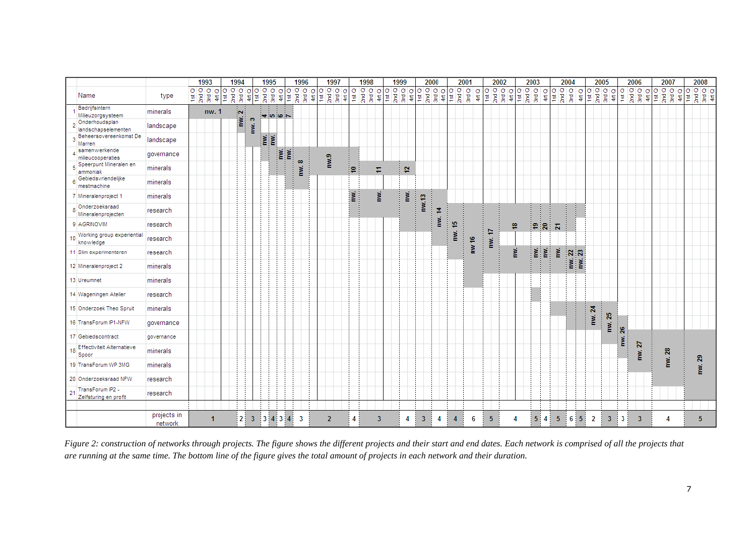| | Name | type |
|---|---|---|
| 1 | Bedrijfsintern Milieuzorgsysteem | minerals |
| 2 | Onderhoudsplan landschapselementen | landscape |
| 3 | Beheersovereenkomst De Marren | landscape |
| 4 | samenwerkende milieucooperaties | governance |
| 5 | Speerpunt Mineralen en ammoniak | minerals |
| 6 | Gebiedsvriendelijke mestmachine | minerals |
| 7 | Mineralenproject 1 | minerals |
| 8 | Onderzoeksraad Mineralenprojecten | research |
| 9 | AGRINOVIM | research |
| 10 | Working group experiential knowledge | research |
| 11 | Slim experimenteren | research |
| 12 | Mineralenproject 2 | minerals |
| 13 | Ureumnet | minerals |
| 14 | Wageningen Atelier | research |
| 15 | Onderzoek Theo Spruit | minerals |
| 16 | TransForum IP1-NFW | governance |
| 17 | Gebiedscontract | governance |
| 18 | Effectiviteit Alternatieve Spoor | minerals |
| 19 | TransForum WP 3MG | minerals |
| 20 | Onderzoeksraad NFW | research |
| 21 | TransForum IP2 - Zelfsturing en profit | research |

Columns: years 1993–2008, each divided into 1st Q, 2nd Q, 3rd Q, 4rt Q. Networks shown: nw. 1 through nw. 29.

Projects in network (bottom line, in chronological order): 1, 2, 3, 3, 4, 3, 4, 3, 2, 4, 3, 4, 3, 4, 4, 6, 5, 4, 5, 4, 5, 6, 5, 2, 3, 3, 3, 4, 5

*Figure 2: construction of networks through projects. The figure shows the different projects and their start and end dates. Each network is comprised of all the projects that are running at the same time. The bottom line of the figure gives the total amount of projects in each network and their duration.*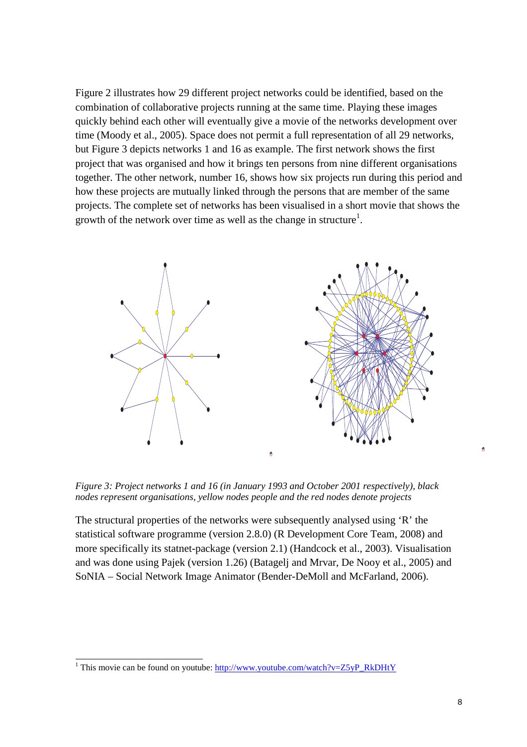Figure 2 illustrates how 29 different project networks could be identified, based on the combination of collaborative projects running at the same time. Playing these images quickly behind each other will eventually give a movie of the networks development over time (Moody et al., 2005). Space does not permit a full representation of all 29 networks, but Figure 3 depicts networks 1 and 16 as example. The first network shows the first project that was organised and how it brings ten persons from nine different organisations together. The other network, number 16, shows how six projects run during this period and how these projects are mutually linked through the persons that are member of the same projects. The complete set of networks has been visualised in a short movie that shows the growth of the network over time as well as the change in structure[1].

*Figure 3: Project networks 1 and 16 (in January 1993 and October 2001 respectively), black nodes represent organisations, yellow nodes people and the red nodes denote projects*

The structural properties of the networks were subsequently analysed using 'R' the statistical software programme (version 2.8.0) (R Development Core Team, 2008) and more specifically its statnet-package (version 2.1) (Handcock et al., 2003). Visualisation and was done using Pajek (version 1.26) (Batagelj and Mrvar, De Nooy et al., 2005) and SoNIA – Social Network Image Animator (Bender-DeMoll and McFarland, 2006).

[1] This movie can be found on youtube: http://www.youtube.com/watch?v=Z5yP_RkDHtY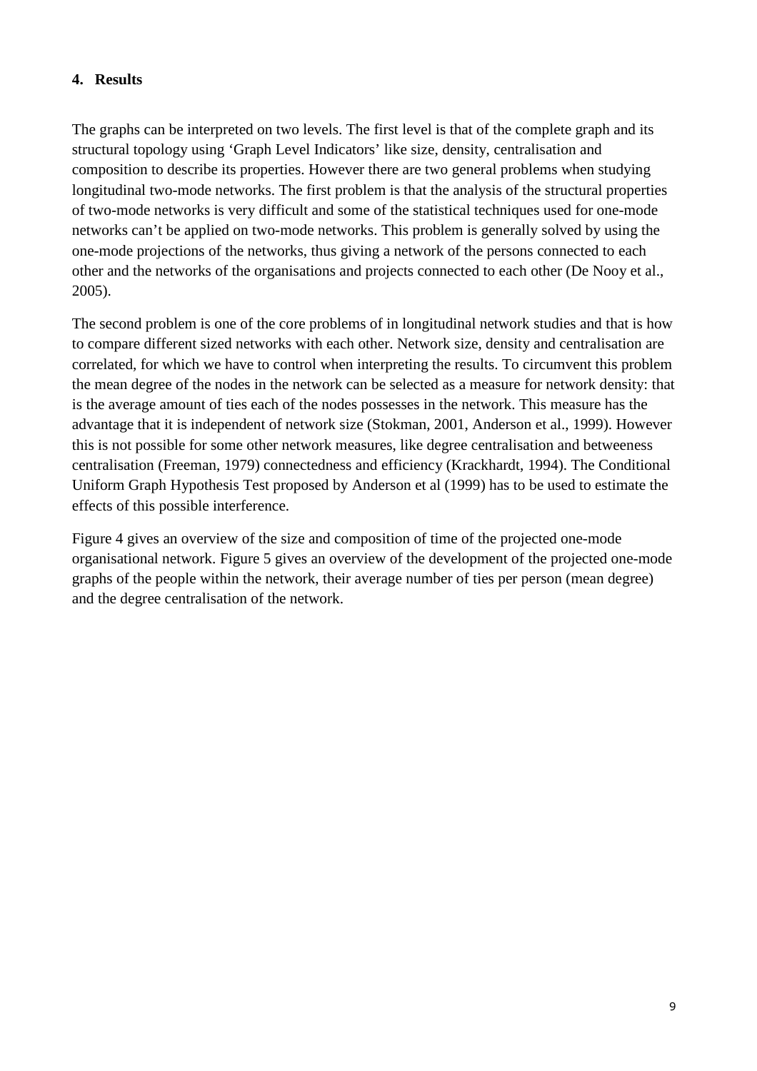## 4. Results

The graphs can be interpreted on two levels. The first level is that of the complete graph and its structural topology using 'Graph Level Indicators' like size, density, centralisation and composition to describe its properties. However there are two general problems when studying longitudinal two-mode networks. The first problem is that the analysis of the structural properties of two-mode networks is very difficult and some of the statistical techniques used for one-mode networks can't be applied on two-mode networks. This problem is generally solved by using the one-mode projections of the networks, thus giving a network of the persons connected to each other and the networks of the organisations and projects connected to each other (De Nooy et al., 2005).

The second problem is one of the core problems of in longitudinal network studies and that is how to compare different sized networks with each other. Network size, density and centralisation are correlated, for which we have to control when interpreting the results. To circumvent this problem the mean degree of the nodes in the network can be selected as a measure for network density: that is the average amount of ties each of the nodes possesses in the network. This measure has the advantage that it is independent of network size (Stokman, 2001, Anderson et al., 1999). However this is not possible for some other network measures, like degree centralisation and betweeness centralisation (Freeman, 1979) connectedness and efficiency (Krackhardt, 1994). The Conditional Uniform Graph Hypothesis Test proposed by Anderson et al (1999) has to be used to estimate the effects of this possible interference.

Figure 4 gives an overview of the size and composition of time of the projected one-mode organisational network. Figure 5 gives an overview of the development of the projected one-mode graphs of the people within the network, their average number of ties per person (mean degree) and the degree centralisation of the network.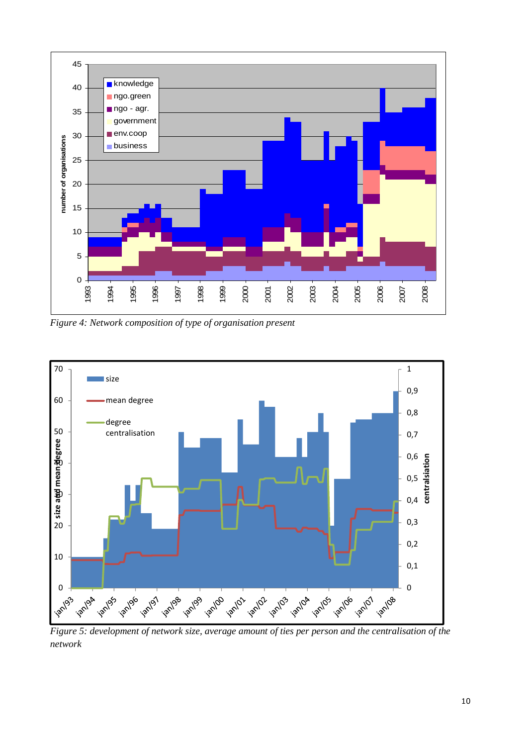*Figure 4: Network composition of type of organisation present*

*Figure 5: development of network size, average amount of ties per person and the centralisation of the network*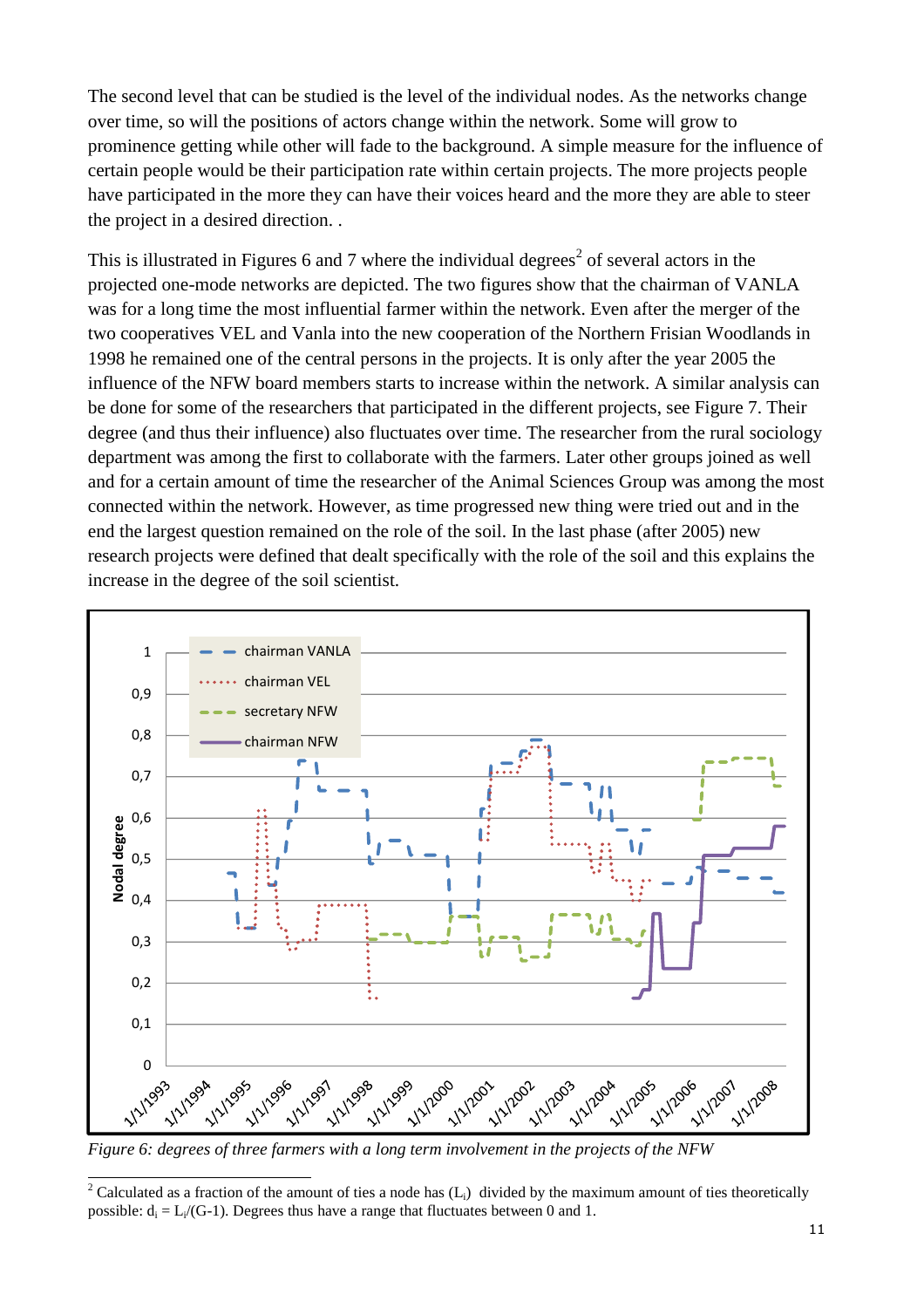The second level that can be studied is the level of the individual nodes. As the networks change over time, so will the positions of actors change within the network. Some will grow to prominence getting while other will fade to the background. A simple measure for the influence of certain people would be their participation rate within certain projects. The more projects people have participated in the more they can have their voices heard and the more they are able to steer the project in a desired direction. .

This is illustrated in Figures 6 and 7 where the individual degrees[2] of several actors in the projected one-mode networks are depicted. The two figures show that the chairman of VANLA was for a long time the most influential farmer within the network. Even after the merger of the two cooperatives VEL and Vanla into the new cooperation of the Northern Frisian Woodlands in 1998 he remained one of the central persons in the projects. It is only after the year 2005 the influence of the NFW board members starts to increase within the network. A similar analysis can be done for some of the researchers that participated in the different projects, see Figure 7. Their degree (and thus their influence) also fluctuates over time. The researcher from the rural sociology department was among the first to collaborate with the farmers. Later other groups joined as well and for a certain amount of time the researcher of the Animal Sciences Group was among the most connected within the network. However, as time progressed new thing were tried out and in the end the largest question remained on the role of the soil. In the last phase (after 2005) new research projects were defined that dealt specifically with the role of the soil and this explains the increase in the degree of the soil scientist.

*Figure 6: degrees of three farmers with a long term involvement in the projects of the NFW*

---

[2] Calculated as a fraction of the amount of ties a node has ($L_i$) divided by the maximum amount of ties theoretically possible: $d_i = L_i/(G-1)$. Degrees thus have a range that fluctuates between 0 and 1.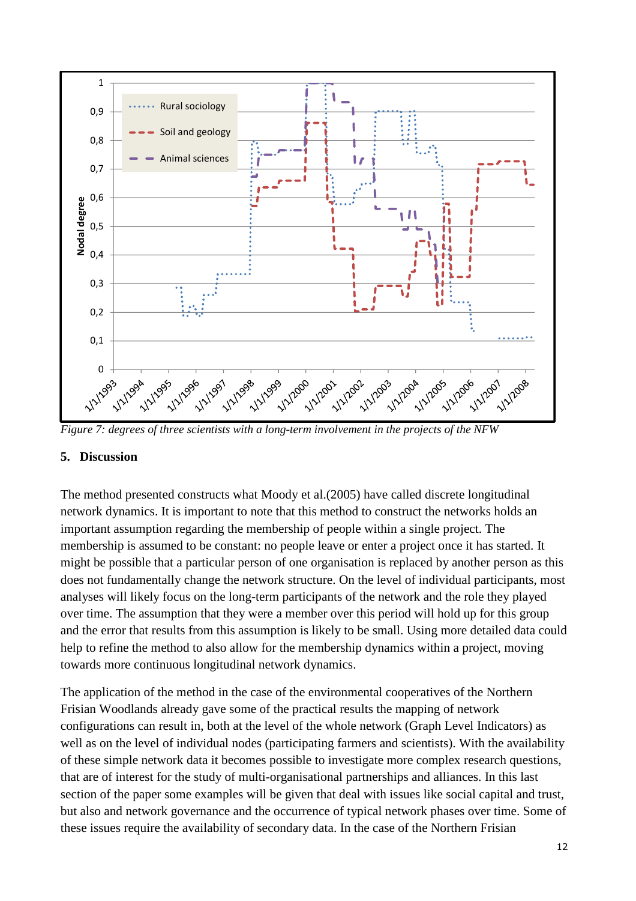*Figure 7: degrees of three scientists with a long-term involvement in the projects of the NFW*

## 5. Discussion

The method presented constructs what Moody et al.(2005) have called discrete longitudinal network dynamics. It is important to note that this method to construct the networks holds an important assumption regarding the membership of people within a single project. The membership is assumed to be constant: no people leave or enter a project once it has started. It might be possible that a particular person of one organisation is replaced by another person as this does not fundamentally change the network structure. On the level of individual participants, most analyses will likely focus on the long-term participants of the network and the role they played over time. The assumption that they were a member over this period will hold up for this group and the error that results from this assumption is likely to be small. Using more detailed data could help to refine the method to also allow for the membership dynamics within a project, moving towards more continuous longitudinal network dynamics.

The application of the method in the case of the environmental cooperatives of the Northern Frisian Woodlands already gave some of the practical results the mapping of network configurations can result in, both at the level of the whole network (Graph Level Indicators) as well as on the level of individual nodes (participating farmers and scientists). With the availability of these simple network data it becomes possible to investigate more complex research questions, that are of interest for the study of multi-organisational partnerships and alliances. In this last section of the paper some examples will be given that deal with issues like social capital and trust, but also and network governance and the occurrence of typical network phases over time. Some of these issues require the availability of secondary data. In the case of the Northern Frisian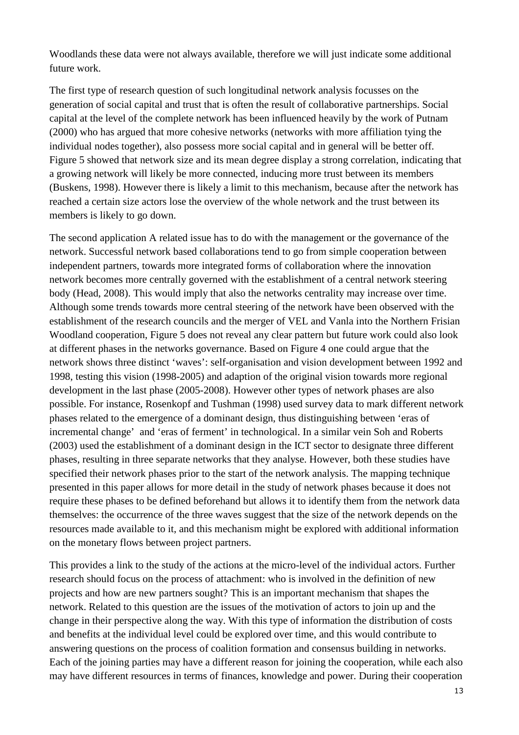Woodlands these data were not always available, therefore we will just indicate some additional future work.

The first type of research question of such longitudinal network analysis focusses on the generation of social capital and trust that is often the result of collaborative partnerships. Social capital at the level of the complete network has been influenced heavily by the work of Putnam (2000) who has argued that more cohesive networks (networks with more affiliation tying the individual nodes together), also possess more social capital and in general will be better off. Figure 5 showed that network size and its mean degree display a strong correlation, indicating that a growing network will likely be more connected, inducing more trust between its members (Buskens, 1998). However there is likely a limit to this mechanism, because after the network has reached a certain size actors lose the overview of the whole network and the trust between its members is likely to go down.

The second application A related issue has to do with the management or the governance of the network. Successful network based collaborations tend to go from simple cooperation between independent partners, towards more integrated forms of collaboration where the innovation network becomes more centrally governed with the establishment of a central network steering body (Head, 2008). This would imply that also the networks centrality may increase over time. Although some trends towards more central steering of the network have been observed with the establishment of the research councils and the merger of VEL and Vanla into the Northern Frisian Woodland cooperation, Figure 5 does not reveal any clear pattern but future work could also look at different phases in the networks governance. Based on Figure 4 one could argue that the network shows three distinct 'waves': self-organisation and vision development between 1992 and 1998, testing this vision (1998-2005) and adaption of the original vision towards more regional development in the last phase (2005-2008). However other types of network phases are also possible. For instance, Rosenkopf and Tushman (1998) used survey data to mark different network phases related to the emergence of a dominant design, thus distinguishing between 'eras of incremental change' and 'eras of ferment' in technological. In a similar vein Soh and Roberts (2003) used the establishment of a dominant design in the ICT sector to designate three different phases, resulting in three separate networks that they analyse. However, both these studies have specified their network phases prior to the start of the network analysis. The mapping technique presented in this paper allows for more detail in the study of network phases because it does not require these phases to be defined beforehand but allows it to identify them from the network data themselves: the occurrence of the three waves suggest that the size of the network depends on the resources made available to it, and this mechanism might be explored with additional information on the monetary flows between project partners.

This provides a link to the study of the actions at the micro-level of the individual actors. Further research should focus on the process of attachment: who is involved in the definition of new projects and how are new partners sought? This is an important mechanism that shapes the network. Related to this question are the issues of the motivation of actors to join up and the change in their perspective along the way. With this type of information the distribution of costs and benefits at the individual level could be explored over time, and this would contribute to answering questions on the process of coalition formation and consensus building in networks. Each of the joining parties may have a different reason for joining the cooperation, while each also may have different resources in terms of finances, knowledge and power. During their cooperation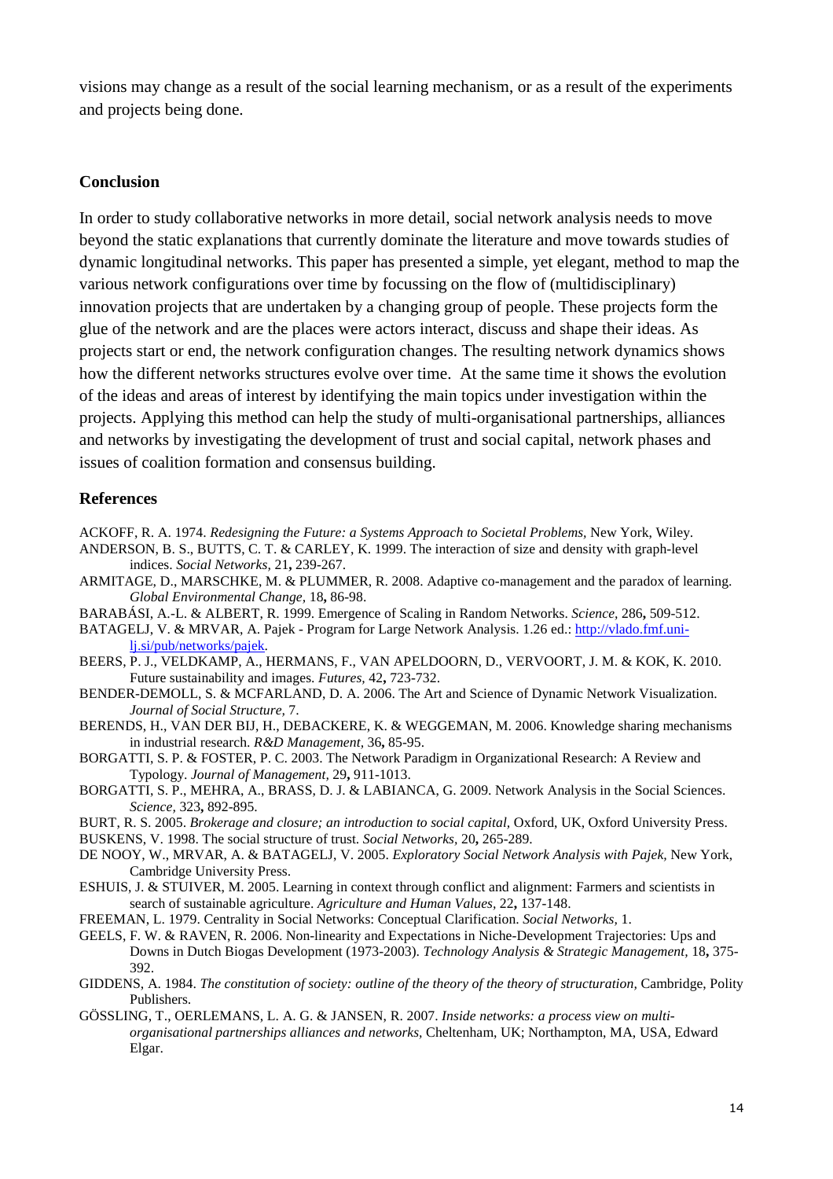visions may change as a result of the social learning mechanism, or as a result of the experiments and projects being done.

## Conclusion

In order to study collaborative networks in more detail, social network analysis needs to move beyond the static explanations that currently dominate the literature and move towards studies of dynamic longitudinal networks. This paper has presented a simple, yet elegant, method to map the various network configurations over time by focussing on the flow of (multidisciplinary) innovation projects that are undertaken by a changing group of people. These projects form the glue of the network and are the places were actors interact, discuss and shape their ideas. As projects start or end, the network configuration changes. The resulting network dynamics shows how the different networks structures evolve over time. At the same time it shows the evolution of the ideas and areas of interest by identifying the main topics under investigation within the projects. Applying this method can help the study of multi-organisational partnerships, alliances and networks by investigating the development of trust and social capital, network phases and issues of coalition formation and consensus building.

## References

ACKOFF, R. A. 1974. *Redesigning the Future: a Systems Approach to Societal Problems,* New York, Wiley.

ANDERSON, B. S., BUTTS, C. T. & CARLEY, K. 1999. The interaction of size and density with graph-level indices. *Social Networks,* 21**,** 239-267.

ARMITAGE, D., MARSCHKE, M. & PLUMMER, R. 2008. Adaptive co-management and the paradox of learning. *Global Environmental Change,* 18**,** 86-98.

BARABÁSI, A.-L. & ALBERT, R. 1999. Emergence of Scaling in Random Networks. *Science,* 286**,** 509-512.

BATAGELJ, V. & MRVAR, A. Pajek - Program for Large Network Analysis. 1.26 ed.: http://vlado.fmf.uni-lj.si/pub/networks/pajek.

BEERS, P. J., VELDKAMP, A., HERMANS, F., VAN APELDOORN, D., VERVOORT, J. M. & KOK, K. 2010. Future sustainability and images. *Futures,* 42**,** 723-732.

BENDER-DEMOLL, S. & MCFARLAND, D. A. 2006. The Art and Science of Dynamic Network Visualization. *Journal of Social Structure,* 7.

BERENDS, H., VAN DER BIJ, H., DEBACKERE, K. & WEGGEMAN, M. 2006. Knowledge sharing mechanisms in industrial research. *R&D Management,* 36**,** 85-95.

BORGATTI, S. P. & FOSTER, P. C. 2003. The Network Paradigm in Organizational Research: A Review and Typology. *Journal of Management,* 29**,** 911-1013.

BORGATTI, S. P., MEHRA, A., BRASS, D. J. & LABIANCA, G. 2009. Network Analysis in the Social Sciences. *Science,* 323**,** 892-895.

BURT, R. S. 2005. *Brokerage and closure; an introduction to social capital,* Oxford, UK, Oxford University Press.

BUSKENS, V. 1998. The social structure of trust. *Social Networks,* 20**,** 265-289.

DE NOOY, W., MRVAR, A. & BATAGELJ, V. 2005. *Exploratory Social Network Analysis with Pajek,* New York, Cambridge University Press.

ESHUIS, J. & STUIVER, M. 2005. Learning in context through conflict and alignment: Farmers and scientists in search of sustainable agriculture. *Agriculture and Human Values,* 22**,** 137-148.

FREEMAN, L. 1979. Centrality in Social Networks: Conceptual Clarification. *Social Networks,* 1.

GEELS, F. W. & RAVEN, R. 2006. Non-linearity and Expectations in Niche-Development Trajectories: Ups and Downs in Dutch Biogas Development (1973-2003). *Technology Analysis & Strategic Management,* 18**,** 375-392.

GIDDENS, A. 1984. *The constitution of society: outline of the theory of the theory of structuration,* Cambridge, Polity Publishers.

GÖSSLING, T., OERLEMANS, L. A. G. & JANSEN, R. 2007. *Inside networks: a process view on multi-organisational partnerships alliances and networks,* Cheltenham, UK; Northampton, MA, USA, Edward Elgar.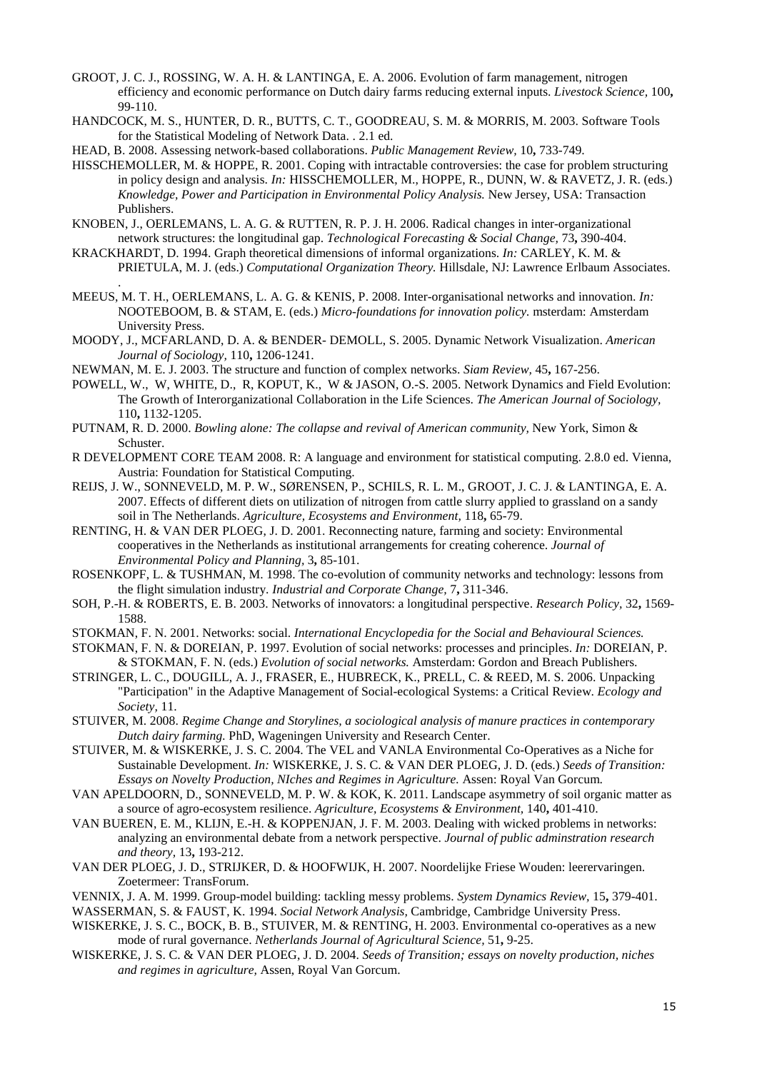GROOT, J. C. J., ROSSING, W. A. H. & LANTINGA, E. A. 2006. Evolution of farm management, nitrogen efficiency and economic performance on Dutch dairy farms reducing external inputs. *Livestock Science,* 100**,** 99-110.

HANDCOCK, M. S., HUNTER, D. R., BUTTS, C. T., GOODREAU, S. M. & MORRIS, M. 2003. Software Tools for the Statistical Modeling of Network Data. . 2.1 ed.

HEAD, B. 2008. Assessing network-based collaborations. *Public Management Review,* 10**,** 733-749.

HISSCHEMOLLER, M. & HOPPE, R. 2001. Coping with intractable controversies: the case for problem structuring in policy design and analysis. *In:* HISSCHEMOLLER, M., HOPPE, R., DUNN, W. & RAVETZ, J. R. (eds.) *Knowledge, Power and Participation in Environmental Policy Analysis.* New Jersey, USA: Transaction Publishers.

KNOBEN, J., OERLEMANS, L. A. G. & RUTTEN, R. P. J. H. 2006. Radical changes in inter-organizational network structures: the longitudinal gap. *Technological Forecasting & Social Change,* 73**,** 390-404.

KRACKHARDT, D. 1994. Graph theoretical dimensions of informal organizations. *In:* CARLEY, K. M. & PRIETULA, M. J. (eds.) *Computational Organization Theory.* Hillsdale, NJ: Lawrence Erlbaum Associates. .

MEEUS, M. T. H., OERLEMANS, L. A. G. & KENIS, P. 2008. Inter-organisational networks and innovation. *In:* NOOTEBOOM, B. & STAM, E. (eds.) *Micro-foundations for innovation policy.* msterdam: Amsterdam University Press.

MOODY, J., MCFARLAND, D. A. & BENDER- DEMOLL, S. 2005. Dynamic Network Visualization. *American Journal of Sociology,* 110**,** 1206-1241.

NEWMAN, M. E. J. 2003. The structure and function of complex networks. *Siam Review,* 45**,** 167-256.

POWELL, W., W, WHITE, D., R, KOPUT, K., W & JASON, O.-S. 2005. Network Dynamics and Field Evolution: The Growth of Interorganizational Collaboration in the Life Sciences. *The American Journal of Sociology,* 110**,** 1132-1205.

PUTNAM, R. D. 2000. *Bowling alone: The collapse and revival of American community,* New York, Simon & Schuster.

R DEVELOPMENT CORE TEAM 2008. R: A language and environment for statistical computing. 2.8.0 ed. Vienna, Austria: Foundation for Statistical Computing.

REIJS, J. W., SONNEVELD, M. P. W., SØRENSEN, P., SCHILS, R. L. M., GROOT, J. C. J. & LANTINGA, E. A. 2007. Effects of different diets on utilization of nitrogen from cattle slurry applied to grassland on a sandy soil in The Netherlands. *Agriculture, Ecosystems and Environment,* 118**,** 65-79.

RENTING, H. & VAN DER PLOEG, J. D. 2001. Reconnecting nature, farming and society: Environmental cooperatives in the Netherlands as institutional arrangements for creating coherence. *Journal of Environmental Policy and Planning,* 3**,** 85-101.

ROSENKOPF, L. & TUSHMAN, M. 1998. The co-evolution of community networks and technology: lessons from the flight simulation industry. *Industrial and Corporate Change,* 7**,** 311-346.

SOH, P.-H. & ROBERTS, E. B. 2003. Networks of innovators: a longitudinal perspective. *Research Policy,* 32**,** 1569-1588.

STOKMAN, F. N. 2001. Networks: social. *International Encyclopedia for the Social and Behavioural Sciences.*

STOKMAN, F. N. & DOREIAN, P. 1997. Evolution of social networks: processes and principles. *In:* DOREIAN, P. & STOKMAN, F. N. (eds.) *Evolution of social networks.* Amsterdam: Gordon and Breach Publishers.

STRINGER, L. C., DOUGILL, A. J., FRASER, E., HUBRECK, K., PRELL, C. & REED, M. S. 2006. Unpacking "Participation" in the Adaptive Management of Social-ecological Systems: a Critical Review. *Ecology and Society,* 11.

STUIVER, M. 2008. *Regime Change and Storylines, a sociological analysis of manure practices in contemporary Dutch dairy farming.* PhD, Wageningen University and Research Center.

STUIVER, M. & WISKERKE, J. S. C. 2004. The VEL and VANLA Environmental Co-Operatives as a Niche for Sustainable Development. *In:* WISKERKE, J. S. C. & VAN DER PLOEG, J. D. (eds.) *Seeds of Transition: Essays on Novelty Production, NIches and Regimes in Agriculture.* Assen: Royal Van Gorcum.

VAN APELDOORN, D., SONNEVELD, M. P. W. & KOK, K. 2011. Landscape asymmetry of soil organic matter as a source of agro-ecosystem resilience. *Agriculture, Ecosystems & Environment,* 140**,** 401-410.

VAN BUEREN, E. M., KLIJN, E.-H. & KOPPENJAN, J. F. M. 2003. Dealing with wicked problems in networks: analyzing an environmental debate from a network perspective. *Journal of public adminstration research and theory,* 13**,** 193-212.

VAN DER PLOEG, J. D., STRIJKER, D. & HOOFWIJK, H. 2007. Noordelijke Friese Wouden: leerervaringen. Zoetermeer: TransForum.

VENNIX, J. A. M. 1999. Group-model building: tackling messy problems. *System Dynamics Review,* 15**,** 379-401.

WASSERMAN, S. & FAUST, K. 1994. *Social Network Analysis,* Cambridge, Cambridge University Press.

WISKERKE, J. S. C., BOCK, B. B., STUIVER, M. & RENTING, H. 2003. Environmental co-operatives as a new mode of rural governance. *Netherlands Journal of Agricultural Science,* 51**,** 9-25.

WISKERKE, J. S. C. & VAN DER PLOEG, J. D. 2004. *Seeds of Transition; essays on novelty production, niches and regimes in agriculture,* Assen, Royal Van Gorcum.